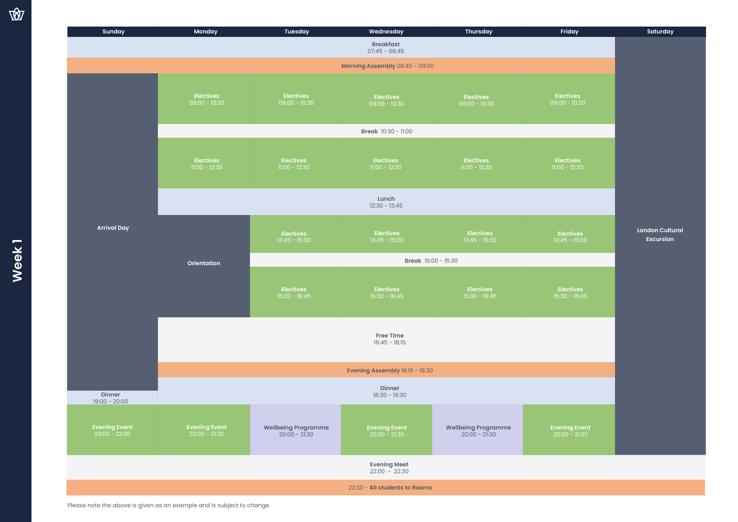# Week 1

| | Sunday | Monday | Tuesday | Wednesday | Thursday | Friday | Saturday |
|---|---|---|---|---|---|---|---|
| **Breakfast** 07:45 - 08:45 | | | | | | | London Cultural Excursion |
| **Morning Assembly** 08:45 - 09:00 | | | | | | | London Cultural Excursion |
| | Arrival Day | Electives 09:00 - 10:30 | Electives 09:00 - 10:30 | Electives 09:00 - 10:30 | Electives 09:00 - 10:30 | Electives 09:00 - 10:30 | London Cultural Excursion |
| **Break** 10:30 - 11:00 | Arrival Day | | | | | | London Cultural Excursion |
| | Arrival Day | Electives 11:00 - 12:30 | Electives 11:00 - 12:30 | Electives 11:00 - 12:30 | Electives 11:00 - 12:30 | Electives 11:00 - 12:30 | London Cultural Excursion |
| **Lunch** 12:30 - 13:45 | Arrival Day | | | | | | London Cultural Excursion |
| | Arrival Day | Orientation | Electives 13:45 - 15:00 | Electives 13:45 - 15:00 | Electives 13:45 - 15:00 | Electives 13:45 - 15:00 | London Cultural Excursion |
| **Break** 15:00 - 15:30 | Arrival Day | Orientation | | | | | London Cultural Excursion |
| | Arrival Day | Orientation | Electives 15:30 - 16:45 | Electives 15:30 - 16:45 | Electives 15:30 - 16:45 | Electives 15:30 - 16:45 | London Cultural Excursion |
| **Free Time** 16:45 - 18:15 | Arrival Day | | | | | | London Cultural Excursion |
| **Evening Assembly** 18:15 - 18:30 | Arrival Day | | | | | | London Cultural Excursion |
| **Dinner** | Dinner 19:00 - 20:00 | 18:30 - 19:30 | 18:30 - 19:30 | 18:30 - 19:30 | 18:30 - 19:30 | 18:30 - 19:30 | London Cultural Excursion |
| | Evening Event 20:00 - 22:00 | Evening Event 20:00 - 21:30 | Wellbeing Programme 20:00 - 21:30 | Evening Event 20:00 - 21:30 | Wellbeing Programme 20:00 - 21:30 | Evening Event 20:00 - 21:30 | London Cultural Excursion |
| **Evening Meet** 22:00 - 22:30 | | | | | | | |
| 22:30 - **All students to Rooms** | | | | | | | |

Please note the above is given as an example and is subject to change.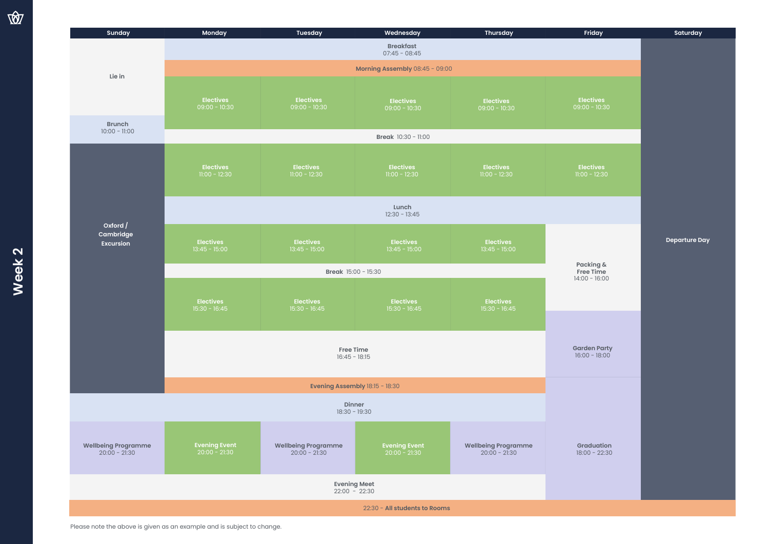# Week 2

| Sunday | Monday | Tuesday | Wednesday | Thursday | Friday | Saturday |
|---|---|---|---|---|---|---|
| Lie in | **Breakfast** 07:45 - 08:45 | **Breakfast** 07:45 - 08:45 | **Breakfast** 07:45 - 08:45 | **Breakfast** 07:45 - 08:45 | **Breakfast** 07:45 - 08:45 | Departure Day |
| Lie in | **Morning Assembly** 08:45 - 09:00 | **Morning Assembly** 08:45 - 09:00 | **Morning Assembly** 08:45 - 09:00 | **Morning Assembly** 08:45 - 09:00 | **Morning Assembly** 08:45 - 09:00 | Departure Day |
| Lie in / **Brunch** 10:00 - 11:00 | **Electives** 09:00 - 10:30 | **Electives** 09:00 - 10:30 | **Electives** 09:00 - 10:30 | **Electives** 09:00 - 10:30 | **Electives** 09:00 - 10:30 | Departure Day |
| **Brunch** 10:00 - 11:00 | **Break** 10:30 - 11:00 | **Break** 10:30 - 11:00 | **Break** 10:30 - 11:00 | **Break** 10:30 - 11:00 | **Break** 10:30 - 11:00 | Departure Day |
| Oxford / Cambridge Excursion | **Electives** 11:00 - 12:30 | **Electives** 11:00 - 12:30 | **Electives** 11:00 - 12:30 | **Electives** 11:00 - 12:30 | **Electives** 11:00 - 12:30 | Departure Day |
| Oxford / Cambridge Excursion | **Lunch** 12:30 - 13:45 | **Lunch** 12:30 - 13:45 | **Lunch** 12:30 - 13:45 | **Lunch** 12:30 - 13:45 | **Lunch** 12:30 - 13:45 | Departure Day |
| Oxford / Cambridge Excursion | **Electives** 13:45 - 15:00 | **Electives** 13:45 - 15:00 | **Electives** 13:45 - 15:00 | **Electives** 13:45 - 15:00 | **Packing & Free Time** 14:00 - 16:00 | Departure Day |
| Oxford / Cambridge Excursion | **Break** 15:00 - 15:30 | **Break** 15:00 - 15:30 | **Break** 15:00 - 15:30 | **Break** 15:00 - 15:30 | **Packing & Free Time** 14:00 - 16:00 | Departure Day |
| Oxford / Cambridge Excursion | **Electives** 15:30 - 16:45 | **Electives** 15:30 - 16:45 | **Electives** 15:30 - 16:45 | **Electives** 15:30 - 16:45 | **Packing & Free Time** 14:00 - 16:00 / **Garden Party** 16:00 - 18:00 | Departure Day |
| Oxford / Cambridge Excursion | **Free Time** 16:45 - 18:15 | **Free Time** 16:45 - 18:15 | **Free Time** 16:45 - 18:15 | **Free Time** 16:45 - 18:15 | **Garden Party** 16:00 - 18:00 | Departure Day |
| Oxford / Cambridge Excursion | **Evening Assembly** 18:15 - 18:30 | **Evening Assembly** 18:15 - 18:30 | **Evening Assembly** 18:15 - 18:30 | **Evening Assembly** 18:15 - 18:30 | **Graduation** 18:00 - 22:30 | Departure Day |
| **Dinner** 18:30 - 19:30 | **Dinner** 18:30 - 19:30 | **Dinner** 18:30 - 19:30 | **Dinner** 18:30 - 19:30 | **Dinner** 18:30 - 19:30 | **Graduation** 18:00 - 22:30 | Departure Day |
| **Wellbeing Programme** 20:00 - 21:30 | **Evening Event** 20:00 - 21:30 | **Wellbeing Programme** 20:00 - 21:30 | **Evening Event** 20:00 - 21:30 | **Wellbeing Programme** 20:00 - 21:30 | **Graduation** 18:00 - 22:30 | Departure Day |
| **Evening Meet** 22:00 - 22:30 | **Evening Meet** 22:00 - 22:30 | **Evening Meet** 22:00 - 22:30 | **Evening Meet** 22:00 - 22:30 | **Evening Meet** 22:00 - 22:30 | **Graduation** 18:00 - 22:30 | Departure Day |
| 22:30 - **All students to Rooms** | 22:30 - **All students to Rooms** | 22:30 - **All students to Rooms** | 22:30 - **All students to Rooms** | 22:30 - **All students to Rooms** | 22:30 - **All students to Rooms** | 22:30 - **All students to Rooms** |

Please note the above is given as an example and is subject to change.